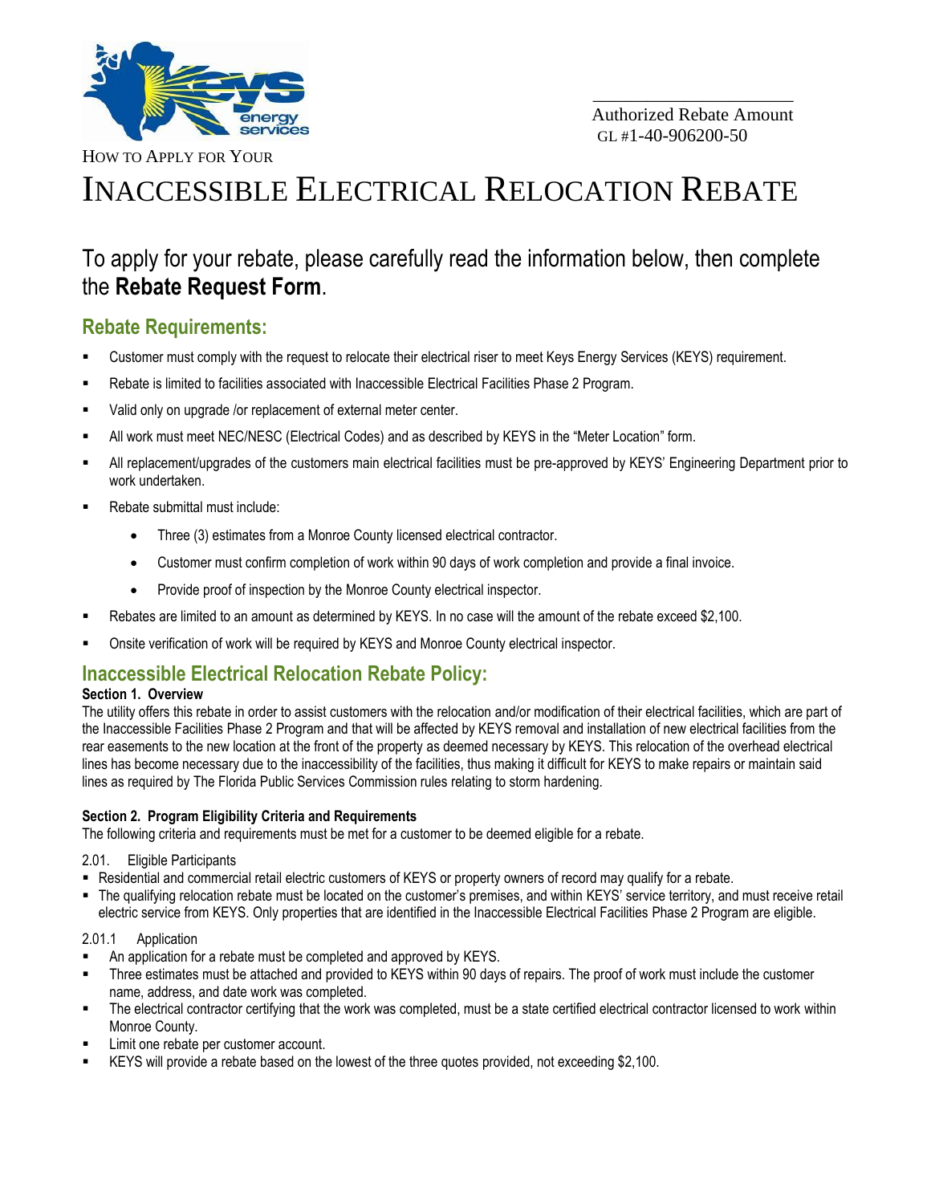\_\_\_\_\_\_\_\_\_\_\_\_\_\_\_\_\_\_\_\_
Authorized Rebate Amount
GL #1-40-906200-50

HOW TO APPLY FOR YOUR

# INACCESSIBLE ELECTRICAL RELOCATION REBATE

## To apply for your rebate, please carefully read the information below, then complete the **Rebate Request Form**.

### Rebate Requirements:

- Customer must comply with the request to relocate their electrical riser to meet Keys Energy Services (KEYS) requirement.
- Rebate is limited to facilities associated with Inaccessible Electrical Facilities Phase 2 Program.
- Valid only on upgrade /or replacement of external meter center.
- All work must meet NEC/NESC (Electrical Codes) and as described by KEYS in the "Meter Location" form.
- All replacement/upgrades of the customers main electrical facilities must be pre-approved by KEYS' Engineering Department prior to work undertaken.
- Rebate submittal must include:
  - Three (3) estimates from a Monroe County licensed electrical contractor.
  - Customer must confirm completion of work within 90 days of work completion and provide a final invoice.
  - Provide proof of inspection by the Monroe County electrical inspector.
- Rebates are limited to an amount as determined by KEYS. In no case will the amount of the rebate exceed $2,100.
- Onsite verification of work will be required by KEYS and Monroe County electrical inspector.

### Inaccessible Electrical Relocation Rebate Policy:

**Section 1. Overview**

The utility offers this rebate in order to assist customers with the relocation and/or modification of their electrical facilities, which are part of the Inaccessible Facilities Phase 2 Program and that will be affected by KEYS removal and installation of new electrical facilities from the rear easements to the new location at the front of the property as deemed necessary by KEYS. This relocation of the overhead electrical lines has become necessary due to the inaccessibility of the facilities, thus making it difficult for KEYS to make repairs or maintain said lines as required by The Florida Public Services Commission rules relating to storm hardening.

**Section 2. Program Eligibility Criteria and Requirements**

The following criteria and requirements must be met for a customer to be deemed eligible for a rebate.

2.01. Eligible Participants

- Residential and commercial retail electric customers of KEYS or property owners of record may qualify for a rebate.
- The qualifying relocation rebate must be located on the customer's premises, and within KEYS' service territory, and must receive retail electric service from KEYS. Only properties that are identified in the Inaccessible Electrical Facilities Phase 2 Program are eligible.

2.01.1 Application

- An application for a rebate must be completed and approved by KEYS.
- Three estimates must be attached and provided to KEYS within 90 days of repairs. The proof of work must include the customer name, address, and date work was completed.
- The electrical contractor certifying that the work was completed, must be a state certified electrical contractor licensed to work within Monroe County.
- Limit one rebate per customer account.
- KEYS will provide a rebate based on the lowest of the three quotes provided, not exceeding $2,100.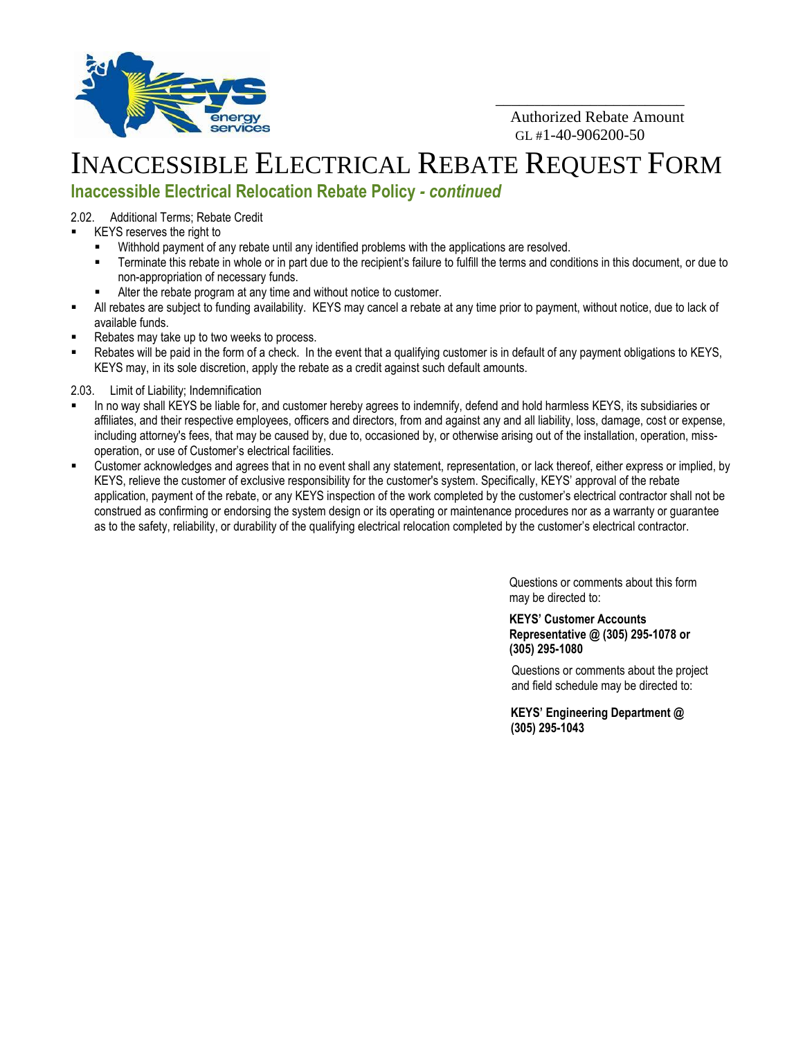Authorized Rebate Amount
GL #1-40-906200-50

# Inaccessible Electrical Rebate Request Form

## Inaccessible Electrical Relocation Rebate Policy *- continued*

2.02. Additional Terms; Rebate Credit

- KEYS reserves the right to
  - Withhold payment of any rebate until any identified problems with the applications are resolved.
  - Terminate this rebate in whole or in part due to the recipient's failure to fulfill the terms and conditions in this document, or due to non-appropriation of necessary funds.
  - Alter the rebate program at any time and without notice to customer.
- All rebates are subject to funding availability. KEYS may cancel a rebate at any time prior to payment, without notice, due to lack of available funds.
- Rebates may take up to two weeks to process.
- Rebates will be paid in the form of a check. In the event that a qualifying customer is in default of any payment obligations to KEYS, KEYS may, in its sole discretion, apply the rebate as a credit against such default amounts.

2.03. Limit of Liability; Indemnification

- In no way shall KEYS be liable for, and customer hereby agrees to indemnify, defend and hold harmless KEYS, its subsidiaries or affiliates, and their respective employees, officers and directors, from and against any and all liability, loss, damage, cost or expense, including attorney's fees, that may be caused by, due to, occasioned by, or otherwise arising out of the installation, operation, miss-operation, or use of Customer's electrical facilities.
- Customer acknowledges and agrees that in no event shall any statement, representation, or lack thereof, either express or implied, by KEYS, relieve the customer of exclusive responsibility for the customer's system. Specifically, KEYS' approval of the rebate application, payment of the rebate, or any KEYS inspection of the work completed by the customer's electrical contractor shall not be construed as confirming or endorsing the system design or its operating or maintenance procedures nor as a warranty or guarantee as to the safety, reliability, or durability of the qualifying electrical relocation completed by the customer's electrical contractor.

Questions or comments about this form may be directed to:

**KEYS' Customer Accounts Representative @ (305) 295-1078 or (305) 295-1080**

Questions or comments about the project and field schedule may be directed to:

**KEYS' Engineering Department @ (305) 295-1043**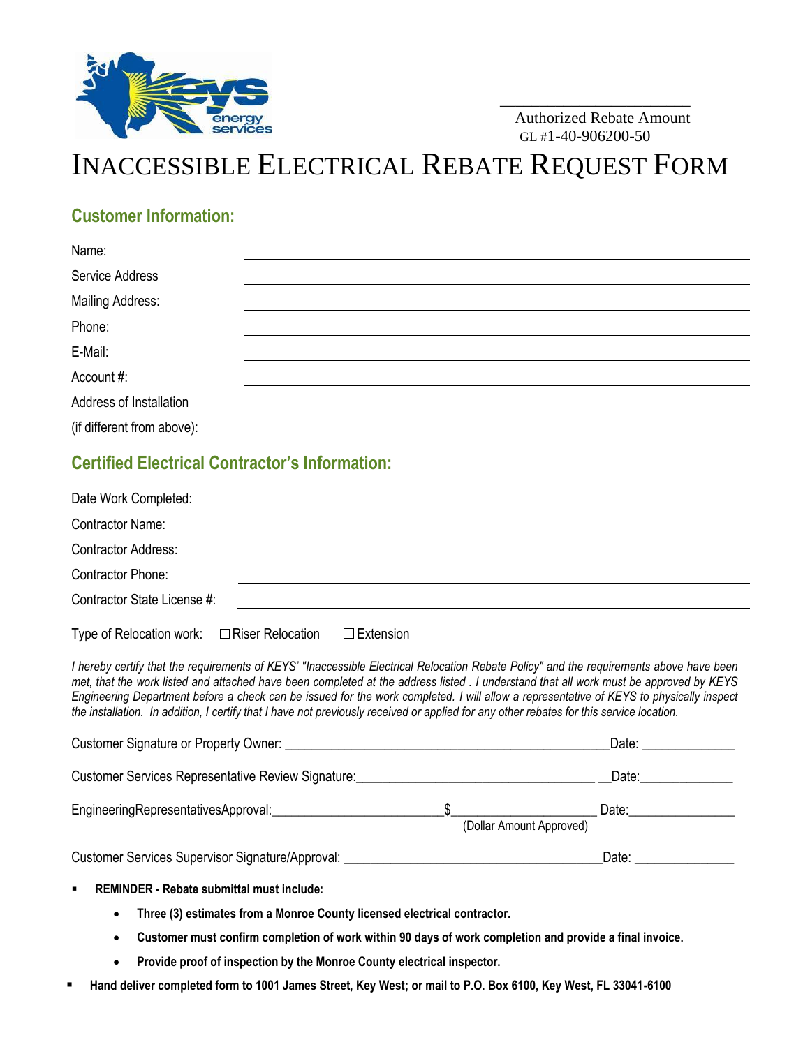Authorized Rebate Amount
GL #1-40-906200-50

# INACCESSIBLE ELECTRICAL REBATE REQUEST FORM

## Customer Information:

Name: ______________________________

Service Address ______________________________

Mailing Address: ______________________________

Phone: ______________________________

E-Mail: ______________________________

Account #: ______________________________

Address of Installation
(if different from above): ______________________________

## Certified Electrical Contractor's Information:

Date Work Completed: ______________________________

Contractor Name: ______________________________

Contractor Address: ______________________________

Contractor Phone: ______________________________

Contractor State License #: ______________________________

Type of Relocation work: ☐ Riser Relocation ☐ Extension

*I hereby certify that the requirements of KEYS' "Inaccessible Electrical Relocation Rebate Policy" and the requirements above have been met, that the work listed and attached have been completed at the address listed . I understand that all work must be approved by KEYS Engineering Department before a check can be issued for the work completed. I will allow a representative of KEYS to physically inspect the installation. In addition, I certify that I have not previously received or applied for any other rebates for this service location.*

Customer Signature or Property Owner: ______________________________ Date: ______________

Customer Services Representative Review Signature: ______________________________ Date: ______________

EngineeringRepresentativesApproval: ________________________ $____________________ Date: ______________
(Dollar Amount Approved)

Customer Services Supervisor Signature/Approval: ______________________________ Date: ______________

- **REMINDER - Rebate submittal must include:**
  - **Three (3) estimates from a Monroe County licensed electrical contractor.**
  - **Customer must confirm completion of work within 90 days of work completion and provide a final invoice.**
  - **Provide proof of inspection by the Monroe County electrical inspector.**
- **Hand deliver completed form to 1001 James Street, Key West; or mail to P.O. Box 6100, Key West, FL 33041-6100**